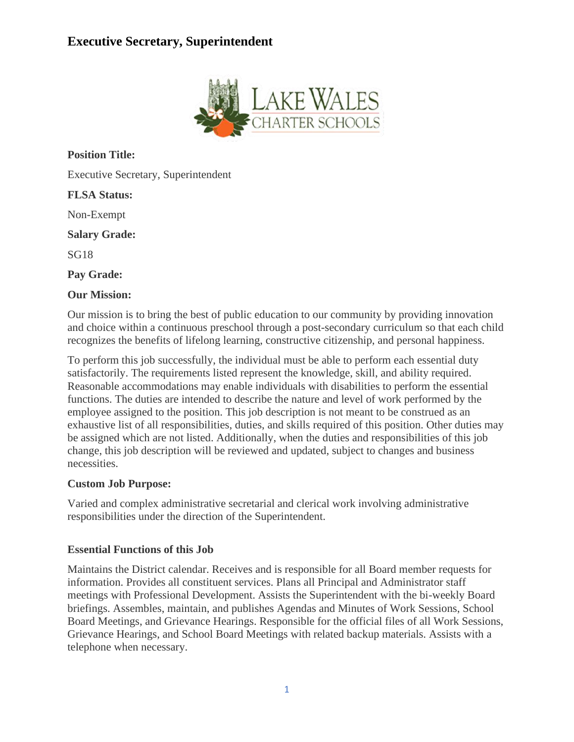# Executive Secretary, Superintendent

**Position Title:**

Executive Secretary, Superintendent

**FLSA Status:**

Non-Exempt

**Salary Grade:**

SG18

**Pay Grade:**

**Our Mission:**

Our mission is to bring the best of public education to our community by providing innovation and choice within a continuous preschool through a post-secondary curriculum so that each child recognizes the benefits of lifelong learning, constructive citizenship, and personal happiness.

To perform this job successfully, the individual must be able to perform each essential duty satisfactorily. The requirements listed represent the knowledge, skill, and ability required. Reasonable accommodations may enable individuals with disabilities to perform the essential functions. The duties are intended to describe the nature and level of work performed by the employee assigned to the position. This job description is not meant to be construed as an exhaustive list of all responsibilities, duties, and skills required of this position. Other duties may be assigned which are not listed. Additionally, when the duties and responsibilities of this job change, this job description will be reviewed and updated, subject to changes and business necessities.

**Custom Job Purpose:**

Varied and complex administrative secretarial and clerical work involving administrative responsibilities under the direction of the Superintendent.

**Essential Functions of this Job**

Maintains the District calendar. Receives and is responsible for all Board member requests for information. Provides all constituent services. Plans all Principal and Administrator staff meetings with Professional Development. Assists the Superintendent with the bi-weekly Board briefings. Assembles, maintain, and publishes Agendas and Minutes of Work Sessions, School Board Meetings, and Grievance Hearings. Responsible for the official files of all Work Sessions, Grievance Hearings, and School Board Meetings with related backup materials. Assists with a telephone when necessary.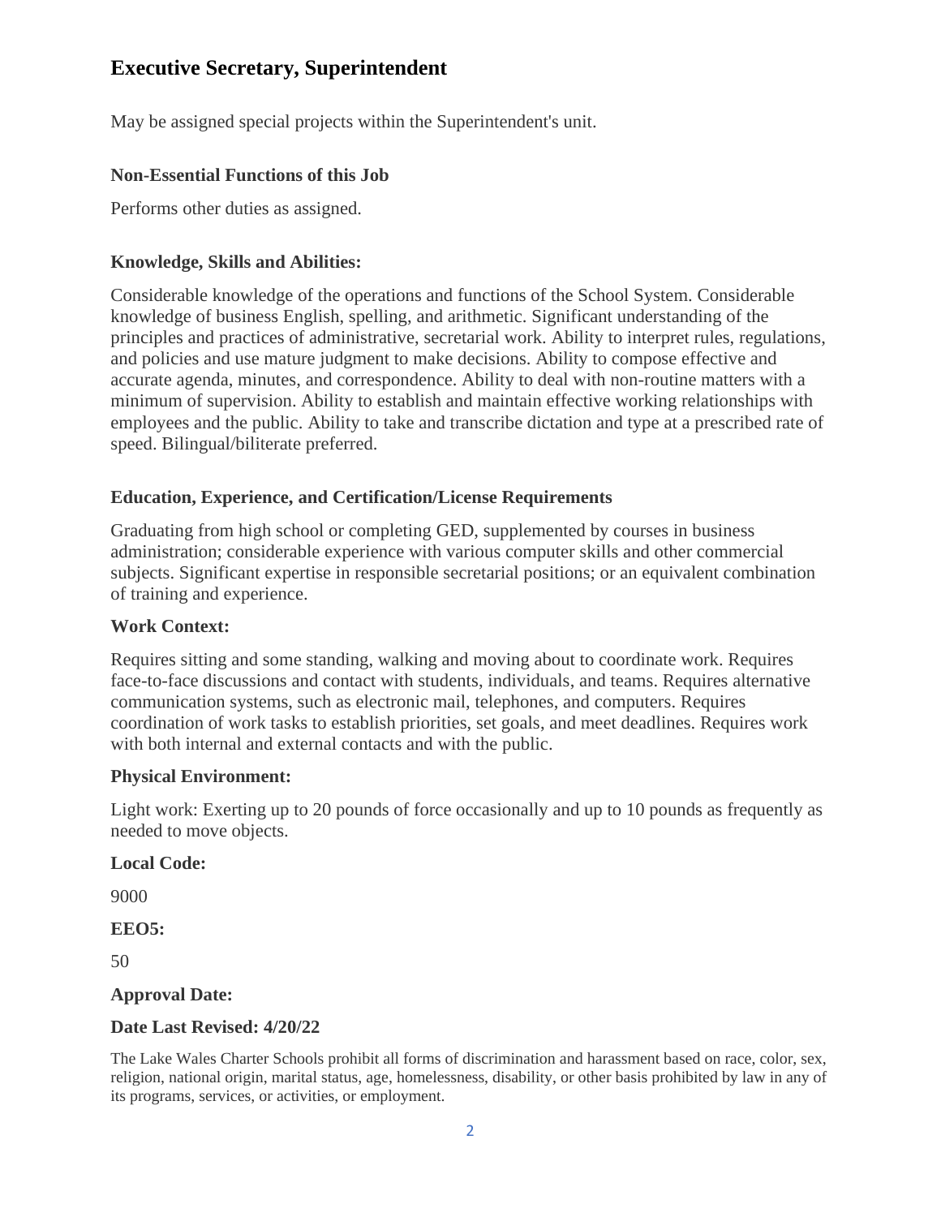## Executive Secretary, Superintendent

May be assigned special projects within the Superintendent's unit.

### Non-Essential Functions of this Job

Performs other duties as assigned.

### Knowledge, Skills and Abilities:

Considerable knowledge of the operations and functions of the School System. Considerable knowledge of business English, spelling, and arithmetic. Significant understanding of the principles and practices of administrative, secretarial work. Ability to interpret rules, regulations, and policies and use mature judgment to make decisions. Ability to compose effective and accurate agenda, minutes, and correspondence. Ability to deal with non-routine matters with a minimum of supervision. Ability to establish and maintain effective working relationships with employees and the public. Ability to take and transcribe dictation and type at a prescribed rate of speed. Bilingual/biliterate preferred.

### Education, Experience, and Certification/License Requirements

Graduating from high school or completing GED, supplemented by courses in business administration; considerable experience with various computer skills and other commercial subjects. Significant expertise in responsible secretarial positions; or an equivalent combination of training and experience.

**Work Context:**

Requires sitting and some standing, walking and moving about to coordinate work. Requires face-to-face discussions and contact with students, individuals, and teams. Requires alternative communication systems, such as electronic mail, telephones, and computers. Requires coordination of work tasks to establish priorities, set goals, and meet deadlines. Requires work with both internal and external contacts and with the public.

**Physical Environment:**

Light work: Exerting up to 20 pounds of force occasionally and up to 10 pounds as frequently as needed to move objects.

**Local Code:**

9000

**EEO5:**

50

**Approval Date:**

**Date Last Revised: 4/20/22**

The Lake Wales Charter Schools prohibit all forms of discrimination and harassment based on race, color, sex, religion, national origin, marital status, age, homelessness, disability, or other basis prohibited by law in any of its programs, services, or activities, or employment.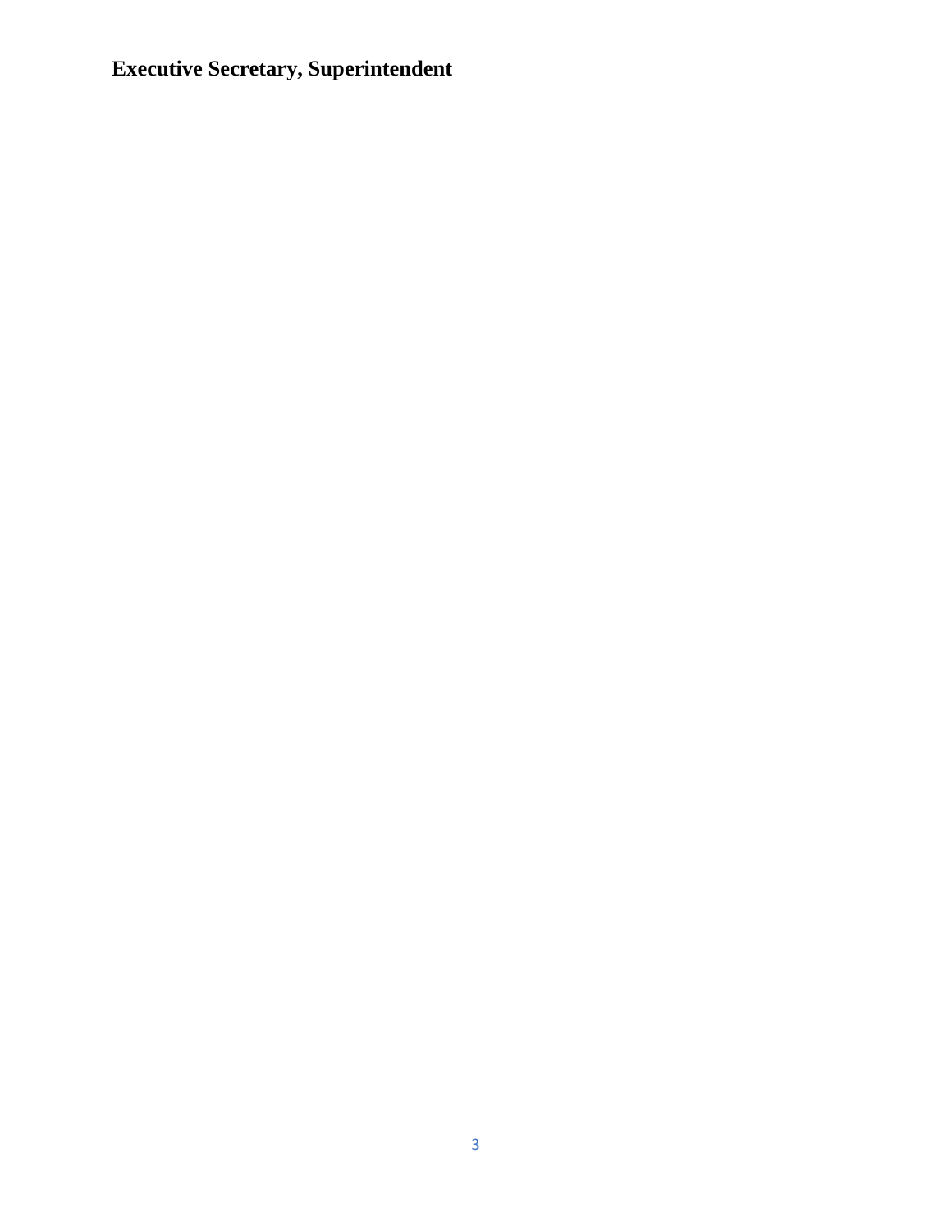**Executive Secretary, Superintendent**